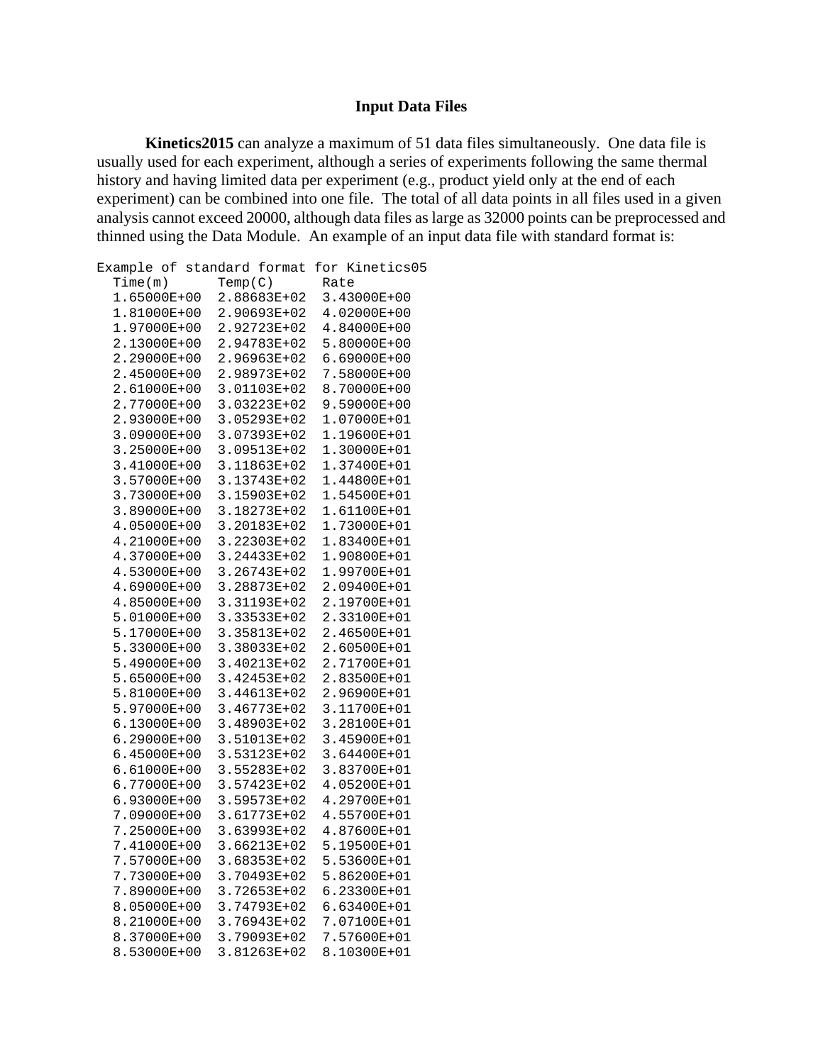### Input Data Files

**Kinetics2015** can analyze a maximum of 51 data files simultaneously. One data file is usually used for each experiment, although a series of experiments following the same thermal history and having limited data per experiment (e.g., product yield only at the end of each experiment) can be combined into one file. The total of all data points in all files used in a given analysis cannot exceed 20000, although data files as large as 32000 points can be preprocessed and thinned using the Data Module. An example of an input data file with standard format is:

```
Example of standard format for Kinetics05
  Time(m)      Temp(C)      Rate
  1.65000E+00  2.88683E+02  3.43000E+00
  1.81000E+00  2.90693E+02  4.02000E+00
  1.97000E+00  2.92723E+02  4.84000E+00
  2.13000E+00  2.94783E+02  5.80000E+00
  2.29000E+00  2.96963E+02  6.69000E+00
  2.45000E+00  2.98973E+02  7.58000E+00
  2.61000E+00  3.01103E+02  8.70000E+00
  2.77000E+00  3.03223E+02  9.59000E+00
  2.93000E+00  3.05293E+02  1.07000E+01
  3.09000E+00  3.07393E+02  1.19600E+01
  3.25000E+00  3.09513E+02  1.30000E+01
  3.41000E+00  3.11863E+02  1.37400E+01
  3.57000E+00  3.13743E+02  1.44800E+01
  3.73000E+00  3.15903E+02  1.54500E+01
  3.89000E+00  3.18273E+02  1.61100E+01
  4.05000E+00  3.20183E+02  1.73000E+01
  4.21000E+00  3.22303E+02  1.83400E+01
  4.37000E+00  3.24433E+02  1.90800E+01
  4.53000E+00  3.26743E+02  1.99700E+01
  4.69000E+00  3.28873E+02  2.09400E+01
  4.85000E+00  3.31193E+02  2.19700E+01
  5.01000E+00  3.33533E+02  2.33100E+01
  5.17000E+00  3.35813E+02  2.46500E+01
  5.33000E+00  3.38033E+02  2.60500E+01
  5.49000E+00  3.40213E+02  2.71700E+01
  5.65000E+00  3.42453E+02  2.83500E+01
  5.81000E+00  3.44613E+02  2.96900E+01
  5.97000E+00  3.46773E+02  3.11700E+01
  6.13000E+00  3.48903E+02  3.28100E+01
  6.29000E+00  3.51013E+02  3.45900E+01
  6.45000E+00  3.53123E+02  3.64400E+01
  6.61000E+00  3.55283E+02  3.83700E+01
  6.77000E+00  3.57423E+02  4.05200E+01
  6.93000E+00  3.59573E+02  4.29700E+01
  7.09000E+00  3.61773E+02  4.55700E+01
  7.25000E+00  3.63993E+02  4.87600E+01
  7.41000E+00  3.66213E+02  5.19500E+01
  7.57000E+00  3.68353E+02  5.53600E+01
  7.73000E+00  3.70493E+02  5.86200E+01
  7.89000E+00  3.72653E+02  6.23300E+01
  8.05000E+00  3.74793E+02  6.63400E+01
  8.21000E+00  3.76943E+02  7.07100E+01
  8.37000E+00  3.79093E+02  7.57600E+01
  8.53000E+00  3.81263E+02  8.10300E+01
```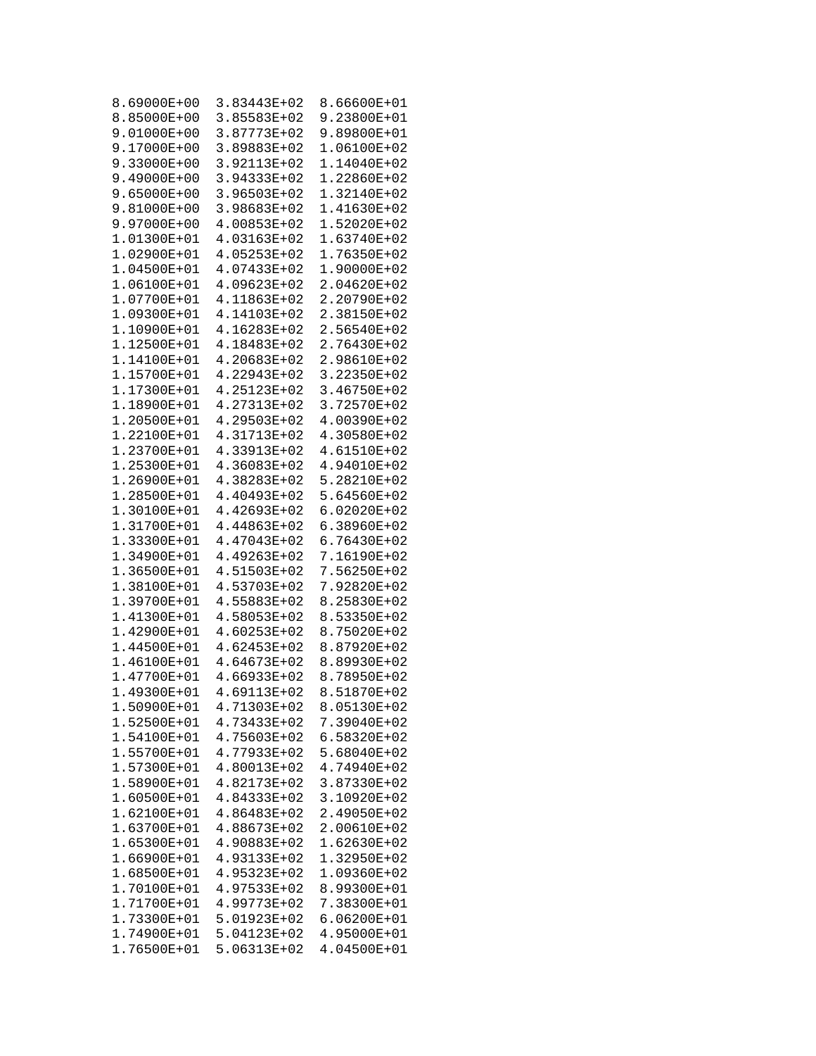```
8.69000E+00  3.83443E+02  8.66600E+01
8.85000E+00  3.85583E+02  9.23800E+01
9.01000E+00  3.87773E+02  9.89800E+01
9.17000E+00  3.89883E+02  1.06100E+02
9.33000E+00  3.92113E+02  1.14040E+02
9.49000E+00  3.94333E+02  1.22860E+02
9.65000E+00  3.96503E+02  1.32140E+02
9.81000E+00  3.98683E+02  1.41630E+02
9.97000E+00  4.00853E+02  1.52020E+02
1.01300E+01  4.03163E+02  1.63740E+02
1.02900E+01  4.05253E+02  1.76350E+02
1.04500E+01  4.07433E+02  1.90000E+02
1.06100E+01  4.09623E+02  2.04620E+02
1.07700E+01  4.11863E+02  2.20790E+02
1.09300E+01  4.14103E+02  2.38150E+02
1.10900E+01  4.16283E+02  2.56540E+02
1.12500E+01  4.18483E+02  2.76430E+02
1.14100E+01  4.20683E+02  2.98610E+02
1.15700E+01  4.22943E+02  3.22350E+02
1.17300E+01  4.25123E+02  3.46750E+02
1.18900E+01  4.27313E+02  3.72570E+02
1.20500E+01  4.29503E+02  4.00390E+02
1.22100E+01  4.31713E+02  4.30580E+02
1.23700E+01  4.33913E+02  4.61510E+02
1.25300E+01  4.36083E+02  4.94010E+02
1.26900E+01  4.38283E+02  5.28210E+02
1.28500E+01  4.40493E+02  5.64560E+02
1.30100E+01  4.42693E+02  6.02020E+02
1.31700E+01  4.44863E+02  6.38960E+02
1.33300E+01  4.47043E+02  6.76430E+02
1.34900E+01  4.49263E+02  7.16190E+02
1.36500E+01  4.51503E+02  7.56250E+02
1.38100E+01  4.53703E+02  7.92820E+02
1.39700E+01  4.55883E+02  8.25830E+02
1.41300E+01  4.58053E+02  8.53350E+02
1.42900E+01  4.60253E+02  8.75020E+02
1.44500E+01  4.62453E+02  8.87920E+02
1.46100E+01  4.64673E+02  8.89930E+02
1.47700E+01  4.66933E+02  8.78950E+02
1.49300E+01  4.69113E+02  8.51870E+02
1.50900E+01  4.71303E+02  8.05130E+02
1.52500E+01  4.73433E+02  7.39040E+02
1.54100E+01  4.75603E+02  6.58320E+02
1.55700E+01  4.77933E+02  5.68040E+02
1.57300E+01  4.80013E+02  4.74940E+02
1.58900E+01  4.82173E+02  3.87330E+02
1.60500E+01  4.84333E+02  3.10920E+02
1.62100E+01  4.86483E+02  2.49050E+02
1.63700E+01  4.88673E+02  2.00610E+02
1.65300E+01  4.90883E+02  1.62630E+02
1.66900E+01  4.93133E+02  1.32950E+02
1.68500E+01  4.95323E+02  1.09360E+02
1.70100E+01  4.97533E+02  8.99300E+01
1.71700E+01  4.99773E+02  7.38300E+01
1.73300E+01  5.01923E+02  6.06200E+01
1.74900E+01  5.04123E+02  4.95000E+01
1.76500E+01  5.06313E+02  4.04500E+01
```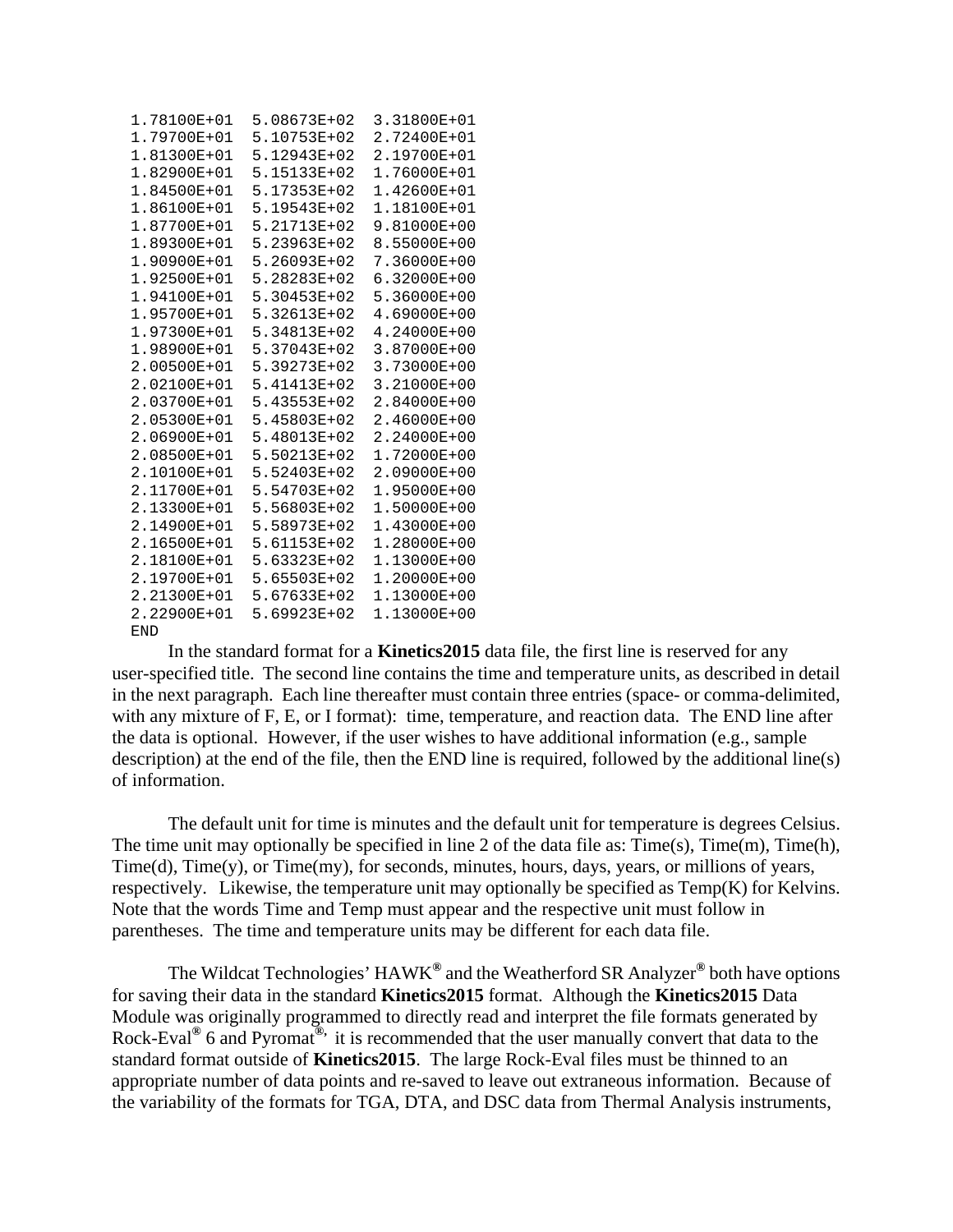```
1.78100E+01  5.08673E+02  3.31800E+01
1.79700E+01  5.10753E+02  2.72400E+01
1.81300E+01  5.12943E+02  2.19700E+01
1.82900E+01  5.15133E+02  1.76000E+01
1.84500E+01  5.17353E+02  1.42600E+01
1.86100E+01  5.19543E+02  1.18100E+01
1.87700E+01  5.21713E+02  9.81000E+00
1.89300E+01  5.23963E+02  8.55000E+00
1.90900E+01  5.26093E+02  7.36000E+00
1.92500E+01  5.28283E+02  6.32000E+00
1.94100E+01  5.30453E+02  5.36000E+00
1.95700E+01  5.32613E+02  4.69000E+00
1.97300E+01  5.34813E+02  4.24000E+00
1.98900E+01  5.37043E+02  3.87000E+00
2.00500E+01  5.39273E+02  3.73000E+00
2.02100E+01  5.41413E+02  3.21000E+00
2.03700E+01  5.43553E+02  2.84000E+00
2.05300E+01  5.45803E+02  2.46000E+00
2.06900E+01  5.48013E+02  2.24000E+00
2.08500E+01  5.50213E+02  1.72000E+00
2.10100E+01  5.52403E+02  2.09000E+00
2.11700E+01  5.54703E+02  1.95000E+00
2.13300E+01  5.56803E+02  1.50000E+00
2.14900E+01  5.58973E+02  1.43000E+00
2.16500E+01  5.61153E+02  1.28000E+00
2.18100E+01  5.63323E+02  1.13000E+00
2.19700E+01  5.65503E+02  1.20000E+00
2.21300E+01  5.67633E+02  1.13000E+00
2.22900E+01  5.69923E+02  1.13000E+00
END
```

In the standard format for a **Kinetics2015** data file, the first line is reserved for any user-specified title. The second line contains the time and temperature units, as described in detail in the next paragraph. Each line thereafter must contain three entries (space- or comma-delimited, with any mixture of F, E, or I format): time, temperature, and reaction data. The END line after the data is optional. However, if the user wishes to have additional information (e.g., sample description) at the end of the file, then the END line is required, followed by the additional line(s) of information.

The default unit for time is minutes and the default unit for temperature is degrees Celsius. The time unit may optionally be specified in line 2 of the data file as: Time(s), Time(m), Time(h), Time(d), Time(y), or Time(my), for seconds, minutes, hours, days, years, or millions of years, respectively. Likewise, the temperature unit may optionally be specified as Temp(K) for Kelvins. Note that the words Time and Temp must appear and the respective unit must follow in parentheses. The time and temperature units may be different for each data file.

The Wildcat Technologies' HAWK® and the Weatherford SR Analyzer® both have options for saving their data in the standard **Kinetics2015** format. Although the **Kinetics2015** Data Module was originally programmed to directly read and interpret the file formats generated by Rock-Eval® 6 and Pyromat®, it is recommended that the user manually convert that data to the standard format outside of **Kinetics2015**. The large Rock-Eval files must be thinned to an appropriate number of data points and re-saved to leave out extraneous information. Because of the variability of the formats for TGA, DTA, and DSC data from Thermal Analysis instruments,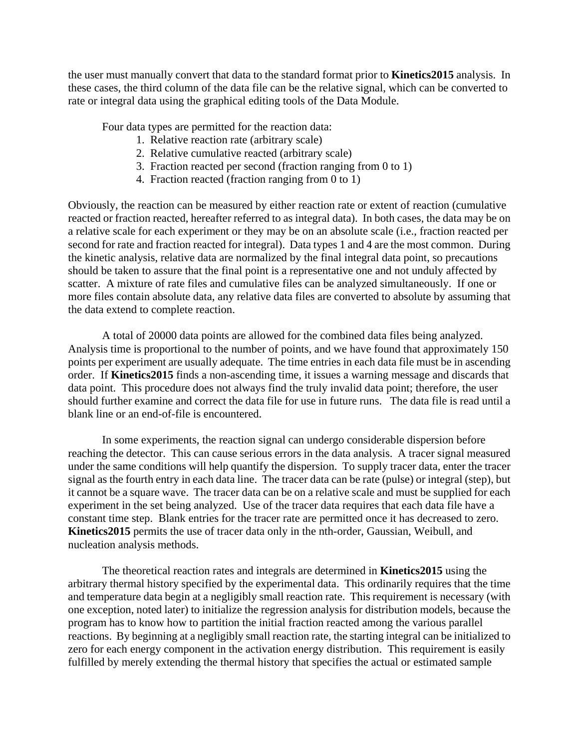the user must manually convert that data to the standard format prior to **Kinetics2015** analysis. In these cases, the third column of the data file can be the relative signal, which can be converted to rate or integral data using the graphical editing tools of the Data Module.

Four data types are permitted for the reaction data:

1. Relative reaction rate (arbitrary scale)
2. Relative cumulative reacted (arbitrary scale)
3. Fraction reacted per second (fraction ranging from 0 to 1)
4. Fraction reacted (fraction ranging from 0 to 1)

Obviously, the reaction can be measured by either reaction rate or extent of reaction (cumulative reacted or fraction reacted, hereafter referred to as integral data). In both cases, the data may be on a relative scale for each experiment or they may be on an absolute scale (i.e., fraction reacted per second for rate and fraction reacted for integral). Data types 1 and 4 are the most common. During the kinetic analysis, relative data are normalized by the final integral data point, so precautions should be taken to assure that the final point is a representative one and not unduly affected by scatter. A mixture of rate files and cumulative files can be analyzed simultaneously. If one or more files contain absolute data, any relative data files are converted to absolute by assuming that the data extend to complete reaction.

A total of 20000 data points are allowed for the combined data files being analyzed. Analysis time is proportional to the number of points, and we have found that approximately 150 points per experiment are usually adequate. The time entries in each data file must be in ascending order. If **Kinetics2015** finds a non-ascending time, it issues a warning message and discards that data point. This procedure does not always find the truly invalid data point; therefore, the user should further examine and correct the data file for use in future runs. The data file is read until a blank line or an end-of-file is encountered.

In some experiments, the reaction signal can undergo considerable dispersion before reaching the detector. This can cause serious errors in the data analysis. A tracer signal measured under the same conditions will help quantify the dispersion. To supply tracer data, enter the tracer signal as the fourth entry in each data line. The tracer data can be rate (pulse) or integral (step), but it cannot be a square wave. The tracer data can be on a relative scale and must be supplied for each experiment in the set being analyzed. Use of the tracer data requires that each data file have a constant time step. Blank entries for the tracer rate are permitted once it has decreased to zero. **Kinetics2015** permits the use of tracer data only in the nth-order, Gaussian, Weibull, and nucleation analysis methods.

The theoretical reaction rates and integrals are determined in **Kinetics2015** using the arbitrary thermal history specified by the experimental data. This ordinarily requires that the time and temperature data begin at a negligibly small reaction rate. This requirement is necessary (with one exception, noted later) to initialize the regression analysis for distribution models, because the program has to know how to partition the initial fraction reacted among the various parallel reactions. By beginning at a negligibly small reaction rate, the starting integral can be initialized to zero for each energy component in the activation energy distribution. This requirement is easily fulfilled by merely extending the thermal history that specifies the actual or estimated sample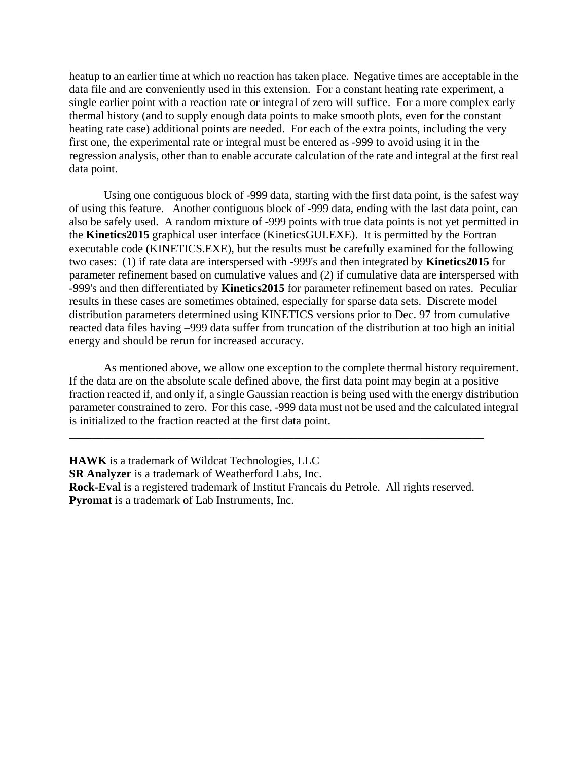heatup to an earlier time at which no reaction has taken place. Negative times are acceptable in the data file and are conveniently used in this extension. For a constant heating rate experiment, a single earlier point with a reaction rate or integral of zero will suffice. For a more complex early thermal history (and to supply enough data points to make smooth plots, even for the constant heating rate case) additional points are needed. For each of the extra points, including the very first one, the experimental rate or integral must be entered as -999 to avoid using it in the regression analysis, other than to enable accurate calculation of the rate and integral at the first real data point.

Using one contiguous block of -999 data, starting with the first data point, is the safest way of using this feature. Another contiguous block of -999 data, ending with the last data point, can also be safely used. A random mixture of -999 points with true data points is not yet permitted in the **Kinetics2015** graphical user interface (KineticsGUI.EXE). It is permitted by the Fortran executable code (KINETICS.EXE), but the results must be carefully examined for the following two cases: (1) if rate data are interspersed with -999's and then integrated by **Kinetics2015** for parameter refinement based on cumulative values and (2) if cumulative data are interspersed with -999's and then differentiated by **Kinetics2015** for parameter refinement based on rates. Peculiar results in these cases are sometimes obtained, especially for sparse data sets. Discrete model distribution parameters determined using KINETICS versions prior to Dec. 97 from cumulative reacted data files having –999 data suffer from truncation of the distribution at too high an initial energy and should be rerun for increased accuracy.

As mentioned above, we allow one exception to the complete thermal history requirement. If the data are on the absolute scale defined above, the first data point may begin at a positive fraction reacted if, and only if, a single Gaussian reaction is being used with the energy distribution parameter constrained to zero. For this case, -999 data must not be used and the calculated integral is initialized to the fraction reacted at the first data point.

---

**HAWK** is a trademark of Wildcat Technologies, LLC
**SR Analyzer** is a trademark of Weatherford Labs, Inc.
**Rock-Eval** is a registered trademark of Institut Francais du Petrole. All rights reserved.
**Pyromat** is a trademark of Lab Instruments, Inc.